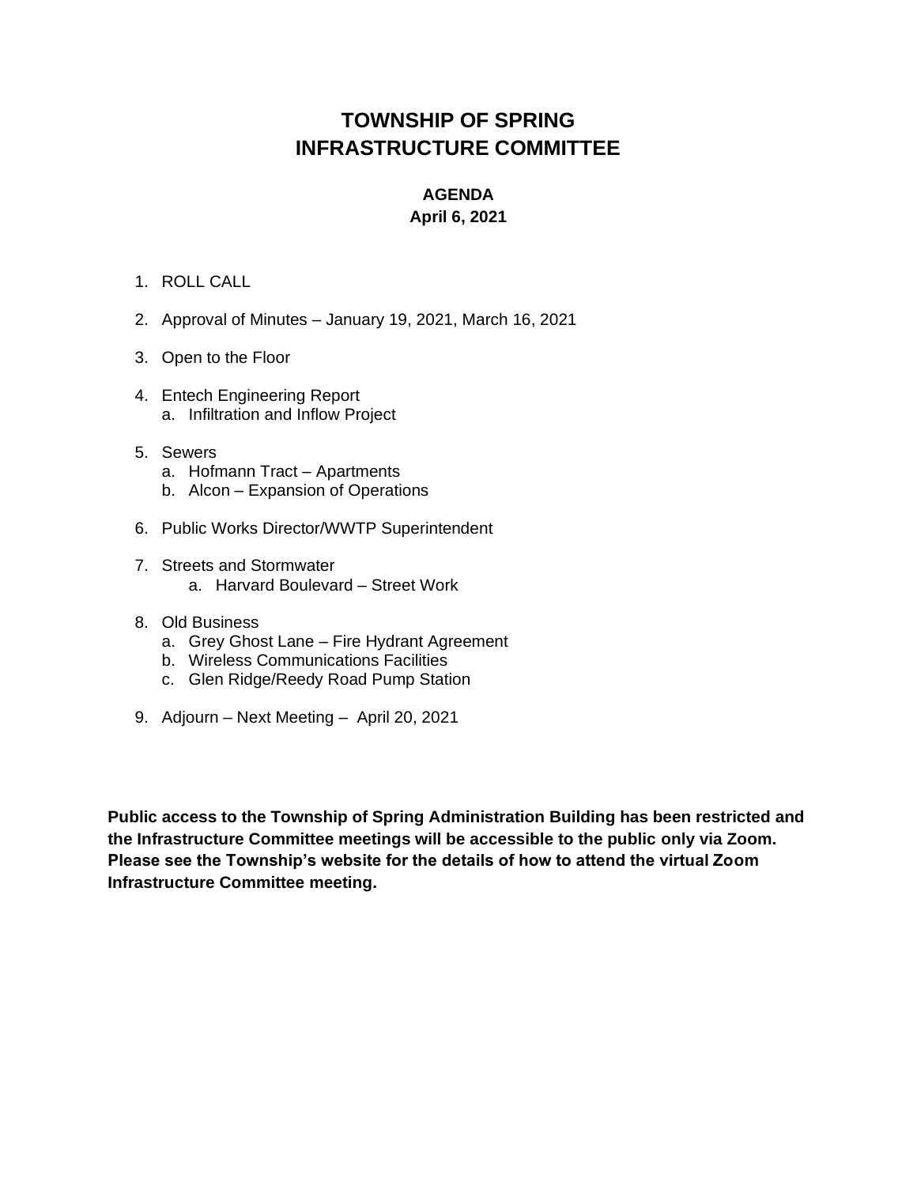# TOWNSHIP OF SPRING
# INFRASTRUCTURE COMMITTEE

## AGENDA
**April 6, 2021**

1. ROLL CALL

2. Approval of Minutes – January 19, 2021, March 16, 2021

3. Open to the Floor

4. Entech Engineering Report
   a. Infiltration and Inflow Project

5. Sewers
   a. Hofmann Tract – Apartments
   b. Alcon – Expansion of Operations

6. Public Works Director/WWTP Superintendent

7. Streets and Stormwater
   a. Harvard Boulevard – Street Work

8. Old Business
   a. Grey Ghost Lane – Fire Hydrant Agreement
   b. Wireless Communications Facilities
   c. Glen Ridge/Reedy Road Pump Station

9. Adjourn – Next Meeting – April 20, 2021

**Public access to the Township of Spring Administration Building has been restricted and the Infrastructure Committee meetings will be accessible to the public only via Zoom. Please see the Township's website for the details of how to attend the virtual Zoom Infrastructure Committee meeting.**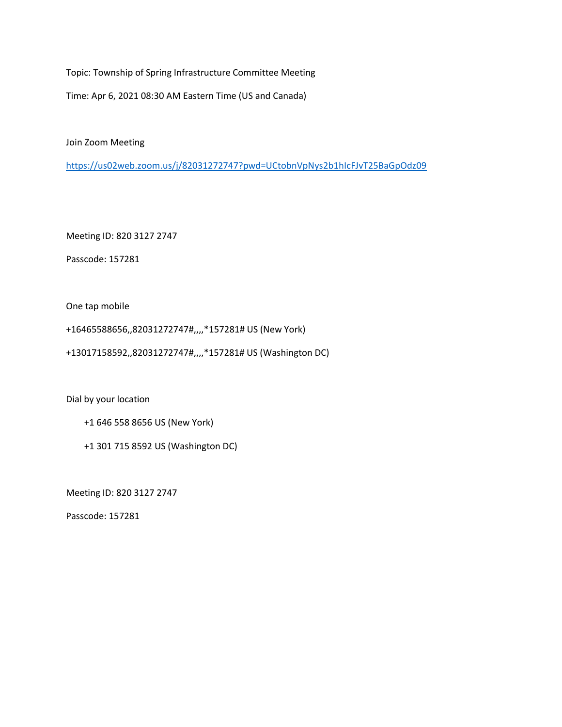Topic: Township of Spring Infrastructure Committee Meeting

Time: Apr 6, 2021 08:30 AM Eastern Time (US and Canada)

Join Zoom Meeting

https://us02web.zoom.us/j/82031272747?pwd=UCtobnVpNys2b1hIcFJvT25BaGpOdz09

Meeting ID: 820 3127 2747

Passcode: 157281

One tap mobile

+16465588656,,82031272747#,,,,*157281# US (New York)

+13017158592,,82031272747#,,,,*157281# US (Washington DC)

Dial by your location

+1 646 558 8656 US (New York)

+1 301 715 8592 US (Washington DC)

Meeting ID: 820 3127 2747

Passcode: 157281